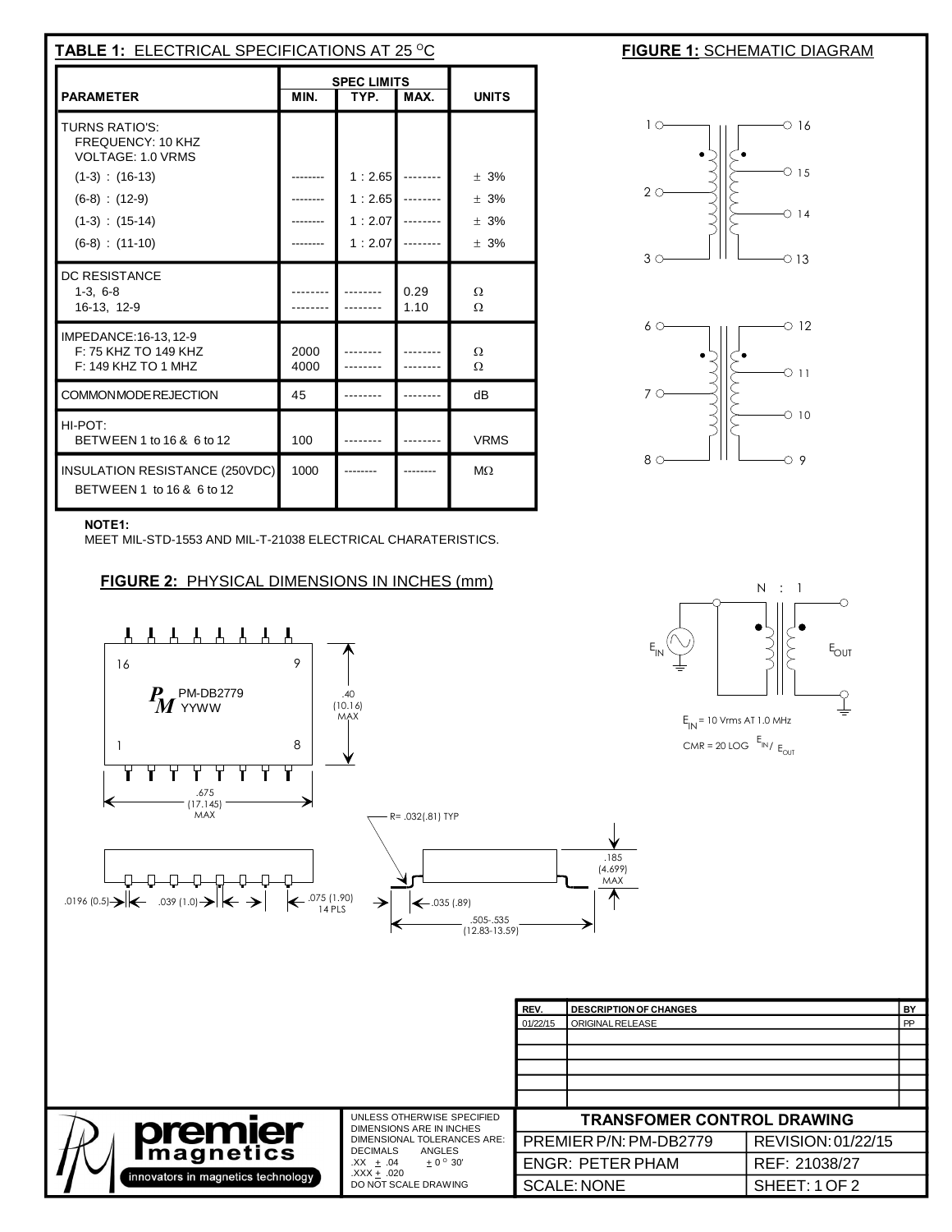## TABLE 1: ELECTRICAL SPECIFICATIONS AT 25 °C

| PARAMETER | SPEC LIMITS MIN. | TYP. | MAX. | UNITS |
|---|---|---|---|---|
| TURNS RATIO'S: FREQUENCY: 10 KHZ VOLTAGE: 1.0 VRMS | | | | |
| (1-3) : (16-13) | -------- | 1 : 2.65 | -------- | ± 3% |
| (6-8) : (12-9) | -------- | 1 : 2.65 | -------- | ± 3% |
| (1-3) : (15-14) | -------- | 1 : 2.07 | -------- | ± 3% |
| (6-8) : (11-10) | -------- | 1 : 2.07 | -------- | ± 3% |
| DC RESISTANCE 1-3, 6-8 | -------- | -------- | 0.29 | Ω |
| 16-13, 12-9 | -------- | -------- | 1.10 | Ω |
| IMPEDANCE:16-13, 12-9 F: 75 KHZ TO 149 KHZ | 2000 | -------- | -------- | Ω |
| F: 149 KHZ TO 1 MHZ | 4000 | -------- | -------- | Ω |
| COMMON MODE REJECTION | 45 | -------- | -------- | dB |
| HI-POT: BETWEEN 1 to 16 & 6 to 12 | 100 | -------- | -------- | VRMS |
| INSULATION RESISTANCE (250VDC) BETWEEN 1 to 16 & 6 to 12 | 1000 | -------- | -------- | MΩ |

**NOTE1:**
MEET MIL-STD-1553 AND MIL-T-21038 ELECTRICAL CHARATERISTICS.

## FIGURE 1: SCHEMATIC DIAGRAM

1, 2, 3 — 16, 15, 14, 13

6, 7, 8 — 12, 11, 10, 9

N : 1

$E_{IN}$ $E_{OUT}$

$E_{IN}$ = 10 Vrms AT 1.0 MHz

CMR = 20 LOG $E_{IN}$ / $E_{OUT}$

## FIGURE 2: PHYSICAL DIMENSIONS IN INCHES (mm)

16 9

PM-DB2779
YYWW

1 8

.40 (10.16) MAX

.675 (17.145) MAX

R= .032(.81) TYP

.185 (4.699) MAX

.0196 (0.5) .039 (1.0) .075 (1.90) 14 PLS

.035 (.89)

.505-.535 (12.83-13.59)

| REV. | DESCRIPTION OF CHANGES | BY |
|---|---|---|
| 01/22/15 | ORIGINAL RELEASE | PP |

premier magnetics — innovators in magnetics technology

UNLESS OTHERWISE SPECIFIED DIMENSIONS ARE IN INCHES
DIMENSIONAL TOLERANCES ARE:
DECIMALS .XX ± .04 .XXX ± .020 ANGLES ± 0° 30'
DO NOT SCALE DRAWING

| TRANSFOMER CONTROL DRAWING | |
|---|---|
| PREMIER P/N: PM-DB2779 | REVISION: 01/22/15 |
| ENGR: PETER PHAM | REF: 21038/27 |
| SCALE: NONE | SHEET: 1 OF 2 |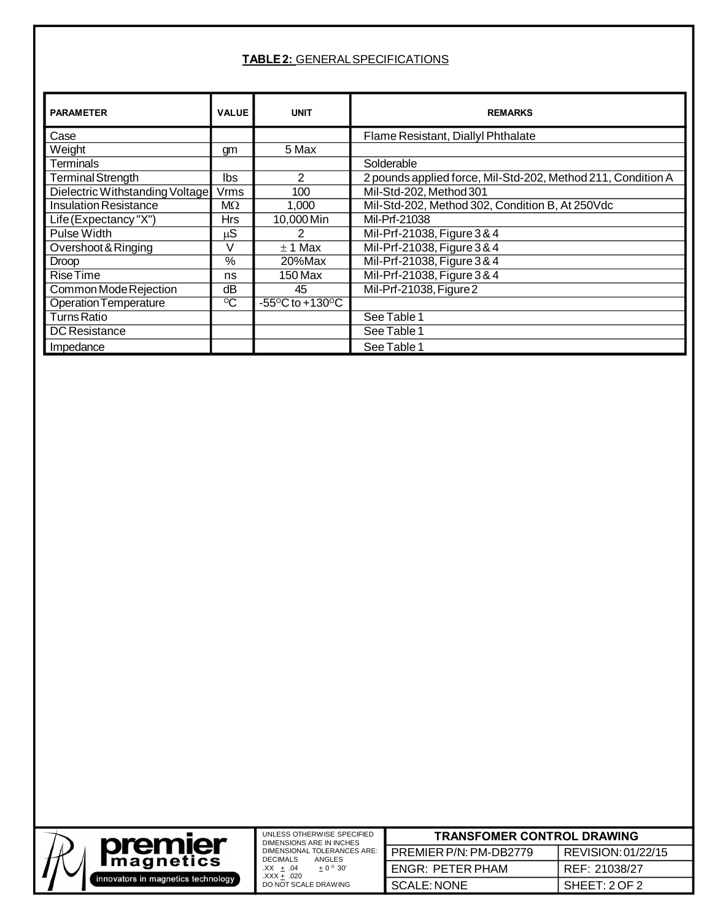**TABLE 2:** GENERAL SPECIFICATIONS

| PARAMETER | VALUE | UNIT | REMARKS |
|---|---|---|---|
| Case | | | Flame Resistant, Diallyl Phthalate |
| Weight | gm | 5 Max | |
| Terminals | | | Solderable |
| Terminal Strength | lbs | 2 | 2 pounds applied force, Mil-Std-202, Method 211, Condition A |
| Dielectric Withstanding Voltage | Vrms | 100 | Mil-Std-202, Method 301 |
| Insulation Resistance | MΩ | 1,000 | Mil-Std-202, Method 302, Condition B, At 250Vdc |
| Life (Expectancy "X") | Hrs | 10,000 Min | Mil-Prf-21038 |
| Pulse Width | μS | 2 | Mil-Prf-21038, Figure 3 & 4 |
| Overshoot & Ringing | V | ± 1 Max | Mil-Prf-21038, Figure 3 & 4 |
| Droop | % | 20%Max | Mil-Prf-21038, Figure 3 & 4 |
| Rise Time | ns | 150 Max | Mil-Prf-21038, Figure 3 & 4 |
| Common Mode Rejection | dB | 45 | Mil-Prf-21038, Figure 2 |
| Operation Temperature | °C | -55°C to +130°C | |
| Turns Ratio | | | See Table 1 |
| DC Resistance | | | See Table 1 |
| Impedance | | | See Table 1 |

premier magnetics
innovators in magnetics technology

UNLESS OTHERWISE SPECIFIED
DIMENSIONS ARE IN INCHES
DIMENSIONAL TOLERANCES ARE:
DECIMALS ANGLES
.XX ± .04 ± 0° 30'
.XXX ± .020
DO NOT SCALE DRAWING

| TRANSFOMER CONTROL DRAWING | |
|---|---|
| PREMIER P/N: PM-DB2779 | REVISION: 01/22/15 |
| ENGR: PETER PHAM | REF: 21038/27 |
| SCALE: NONE | SHEET: 2 OF 2 |